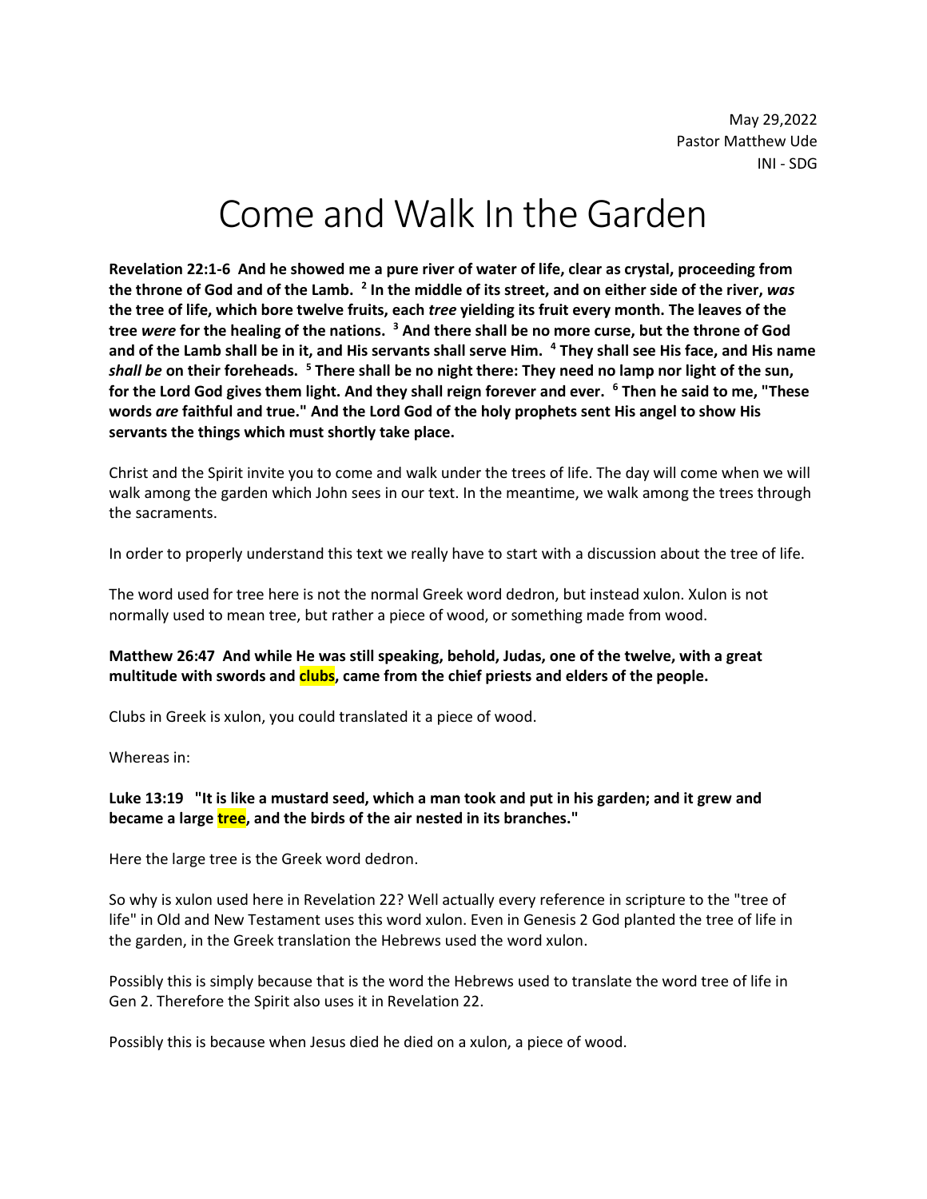May 29,2022
Pastor Matthew Ude
INI - SDG

# Come and Walk In the Garden

**Revelation 22:1-6 And he showed me a pure river of water of life, clear as crystal, proceeding from the throne of God and of the Lamb. [2] In the middle of its street, and on either side of the river, *was* the tree of life, which bore twelve fruits, each *tree* yielding its fruit every month. The leaves of the tree *were* for the healing of the nations. [3] And there shall be no more curse, but the throne of God and of the Lamb shall be in it, and His servants shall serve Him. [4] They shall see His face, and His name *shall be* on their foreheads. [5] There shall be no night there: They need no lamp nor light of the sun, for the Lord God gives them light. And they shall reign forever and ever. [6] Then he said to me, "These words *are* faithful and true." And the Lord God of the holy prophets sent His angel to show His servants the things which must shortly take place.**

Christ and the Spirit invite you to come and walk under the trees of life. The day will come when we will walk among the garden which John sees in our text. In the meantime, we walk among the trees through the sacraments.

In order to properly understand this text we really have to start with a discussion about the tree of life.

The word used for tree here is not the normal Greek word dedron, but instead xulon. Xulon is not normally used to mean tree, but rather a piece of wood, or something made from wood.

**Matthew 26:47 And while He was still speaking, behold, Judas, one of the twelve, with a great multitude with swords and clubs, came from the chief priests and elders of the people.**

Clubs in Greek is xulon, you could translated it a piece of wood.

Whereas in:

**Luke 13:19 "It is like a mustard seed, which a man took and put in his garden; and it grew and became a large tree, and the birds of the air nested in its branches."**

Here the large tree is the Greek word dedron.

So why is xulon used here in Revelation 22? Well actually every reference in scripture to the "tree of life" in Old and New Testament uses this word xulon. Even in Genesis 2 God planted the tree of life in the garden, in the Greek translation the Hebrews used the word xulon.

Possibly this is simply because that is the word the Hebrews used to translate the word tree of life in Gen 2. Therefore the Spirit also uses it in Revelation 22.

Possibly this is because when Jesus died he died on a xulon, a piece of wood.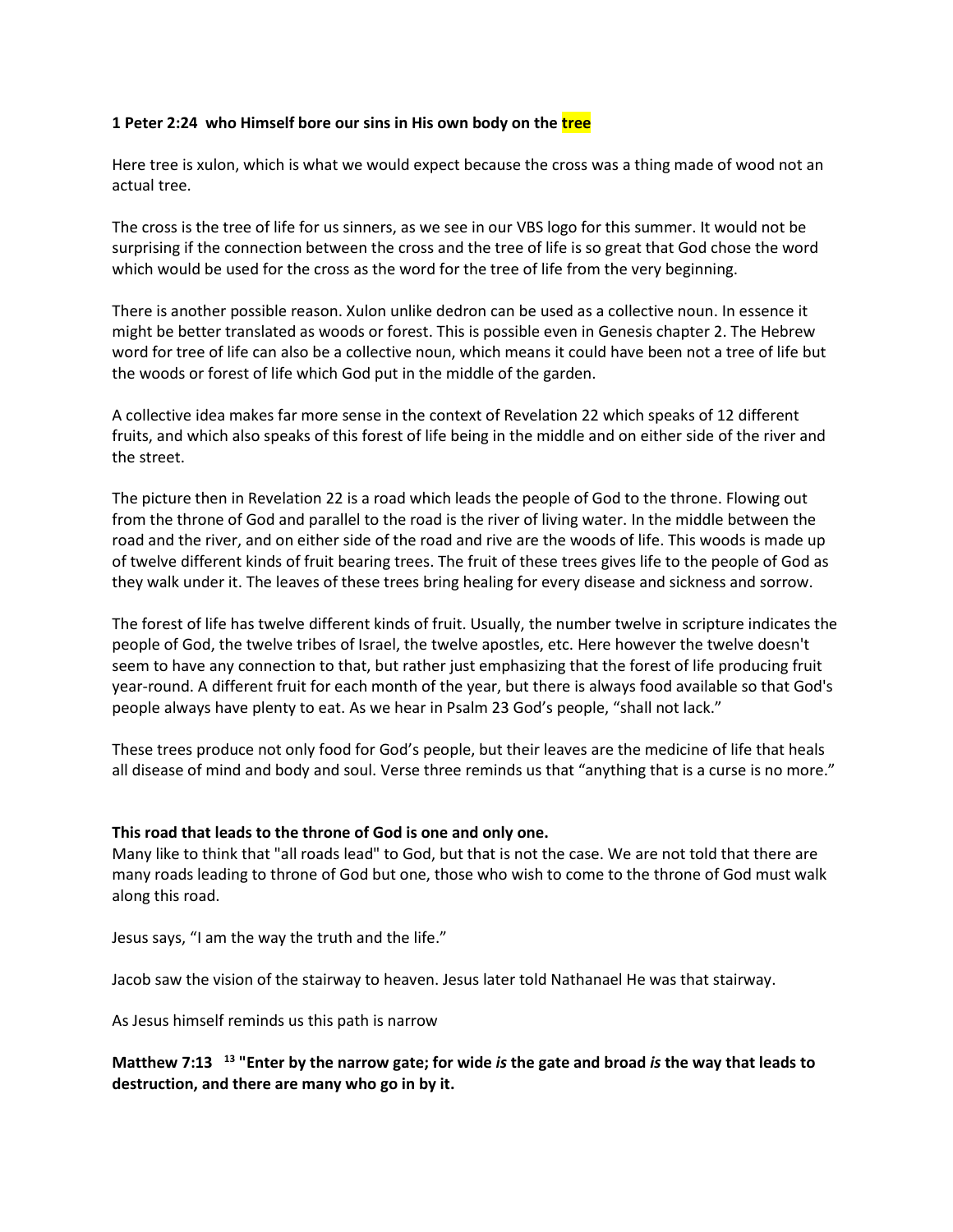**1 Peter 2:24 who Himself bore our sins in His own body on the tree**

Here tree is xulon, which is what we would expect because the cross was a thing made of wood not an actual tree.

The cross is the tree of life for us sinners, as we see in our VBS logo for this summer. It would not be surprising if the connection between the cross and the tree of life is so great that God chose the word which would be used for the cross as the word for the tree of life from the very beginning.

There is another possible reason. Xulon unlike dedron can be used as a collective noun. In essence it might be better translated as woods or forest. This is possible even in Genesis chapter 2. The Hebrew word for tree of life can also be a collective noun, which means it could have been not a tree of life but the woods or forest of life which God put in the middle of the garden.

A collective idea makes far more sense in the context of Revelation 22 which speaks of 12 different fruits, and which also speaks of this forest of life being in the middle and on either side of the river and the street.

The picture then in Revelation 22 is a road which leads the people of God to the throne. Flowing out from the throne of God and parallel to the road is the river of living water. In the middle between the road and the river, and on either side of the road and rive are the woods of life. This woods is made up of twelve different kinds of fruit bearing trees. The fruit of these trees gives life to the people of God as they walk under it. The leaves of these trees bring healing for every disease and sickness and sorrow.

The forest of life has twelve different kinds of fruit. Usually, the number twelve in scripture indicates the people of God, the twelve tribes of Israel, the twelve apostles, etc. Here however the twelve doesn't seem to have any connection to that, but rather just emphasizing that the forest of life producing fruit year-round. A different fruit for each month of the year, but there is always food available so that God's people always have plenty to eat. As we hear in Psalm 23 God's people, "shall not lack."

These trees produce not only food for God's people, but their leaves are the medicine of life that heals all disease of mind and body and soul. Verse three reminds us that "anything that is a curse is no more."

**This road that leads to the throne of God is one and only one.**

Many like to think that "all roads lead" to God, but that is not the case. We are not told that there are many roads leading to throne of God but one, those who wish to come to the throne of God must walk along this road.

Jesus says, "I am the way the truth and the life."

Jacob saw the vision of the stairway to heaven. Jesus later told Nathanael He was that stairway.

As Jesus himself reminds us this path is narrow

**Matthew 7:13 [13] "Enter by the narrow gate; for wide *is* the gate and broad *is* the way that leads to destruction, and there are many who go in by it.**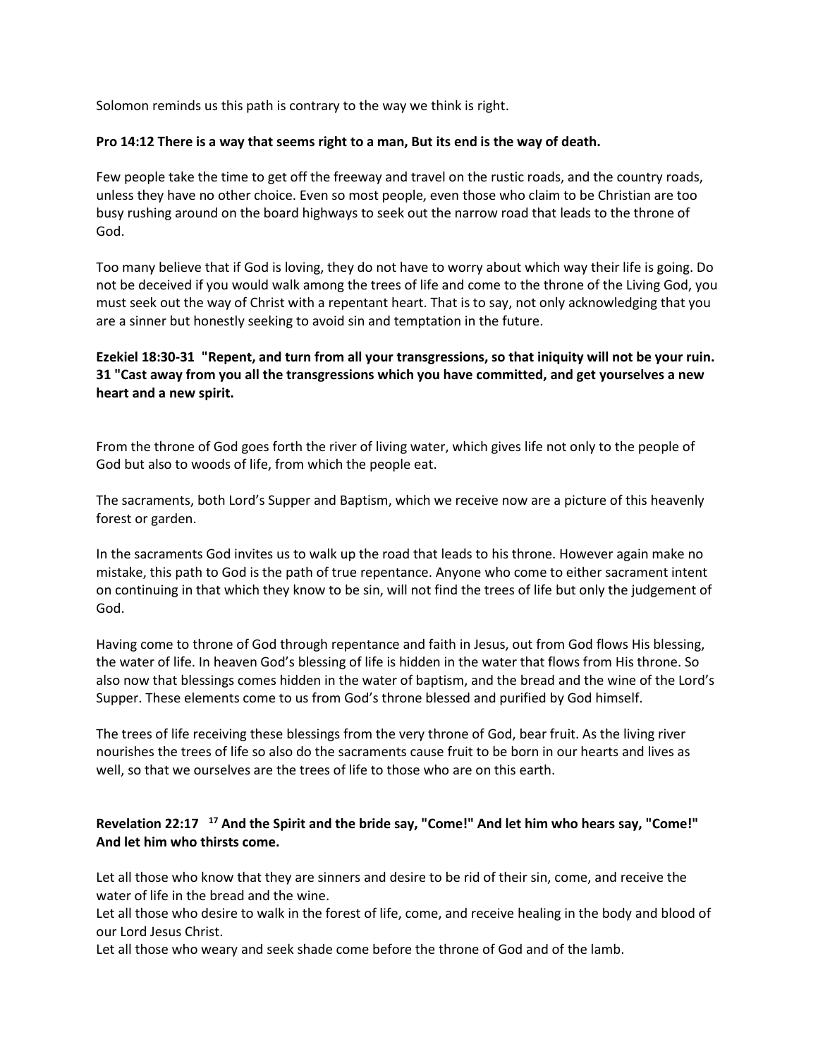Solomon reminds us this path is contrary to the way we think is right.

**Pro 14:12 There is a way that seems right to a man, But its end is the way of death.**

Few people take the time to get off the freeway and travel on the rustic roads, and the country roads, unless they have no other choice. Even so most people, even those who claim to be Christian are too busy rushing around on the board highways to seek out the narrow road that leads to the throne of God.

Too many believe that if God is loving, they do not have to worry about which way their life is going. Do not be deceived if you would walk among the trees of life and come to the throne of the Living God, you must seek out the way of Christ with a repentant heart. That is to say, not only acknowledging that you are a sinner but honestly seeking to avoid sin and temptation in the future.

**Ezekiel 18:30-31 "Repent, and turn from all your transgressions, so that iniquity will not be your ruin. 31 "Cast away from you all the transgressions which you have committed, and get yourselves a new heart and a new spirit.**

From the throne of God goes forth the river of living water, which gives life not only to the people of God but also to woods of life, from which the people eat.

The sacraments, both Lord's Supper and Baptism, which we receive now are a picture of this heavenly forest or garden.

In the sacraments God invites us to walk up the road that leads to his throne. However again make no mistake, this path to God is the path of true repentance. Anyone who come to either sacrament intent on continuing in that which they know to be sin, will not find the trees of life but only the judgement of God.

Having come to throne of God through repentance and faith in Jesus, out from God flows His blessing, the water of life. In heaven God's blessing of life is hidden in the water that flows from His throne. So also now that blessings comes hidden in the water of baptism, and the bread and the wine of the Lord's Supper. These elements come to us from God's throne blessed and purified by God himself.

The trees of life receiving these blessings from the very throne of God, bear fruit. As the living river nourishes the trees of life so also do the sacraments cause fruit to be born in our hearts and lives as well, so that we ourselves are the trees of life to those who are on this earth.

**Revelation 22:17 [17] And the Spirit and the bride say, "Come!" And let him who hears say, "Come!" And let him who thirsts come.**

Let all those who know that they are sinners and desire to be rid of their sin, come, and receive the water of life in the bread and the wine.
Let all those who desire to walk in the forest of life, come, and receive healing in the body and blood of our Lord Jesus Christ.
Let all those who weary and seek shade come before the throne of God and of the lamb.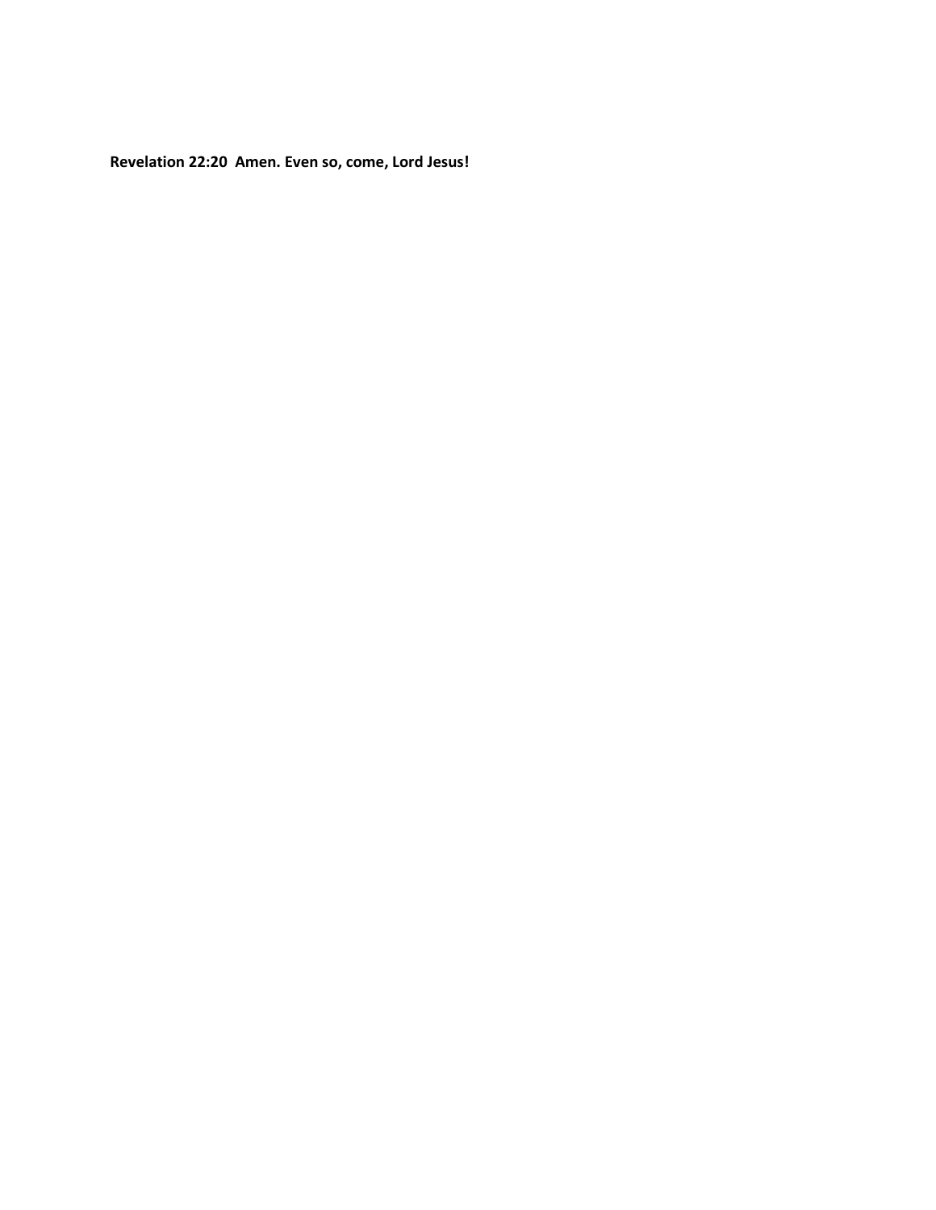**Revelation 22:20 Amen. Even so, come, Lord Jesus!**